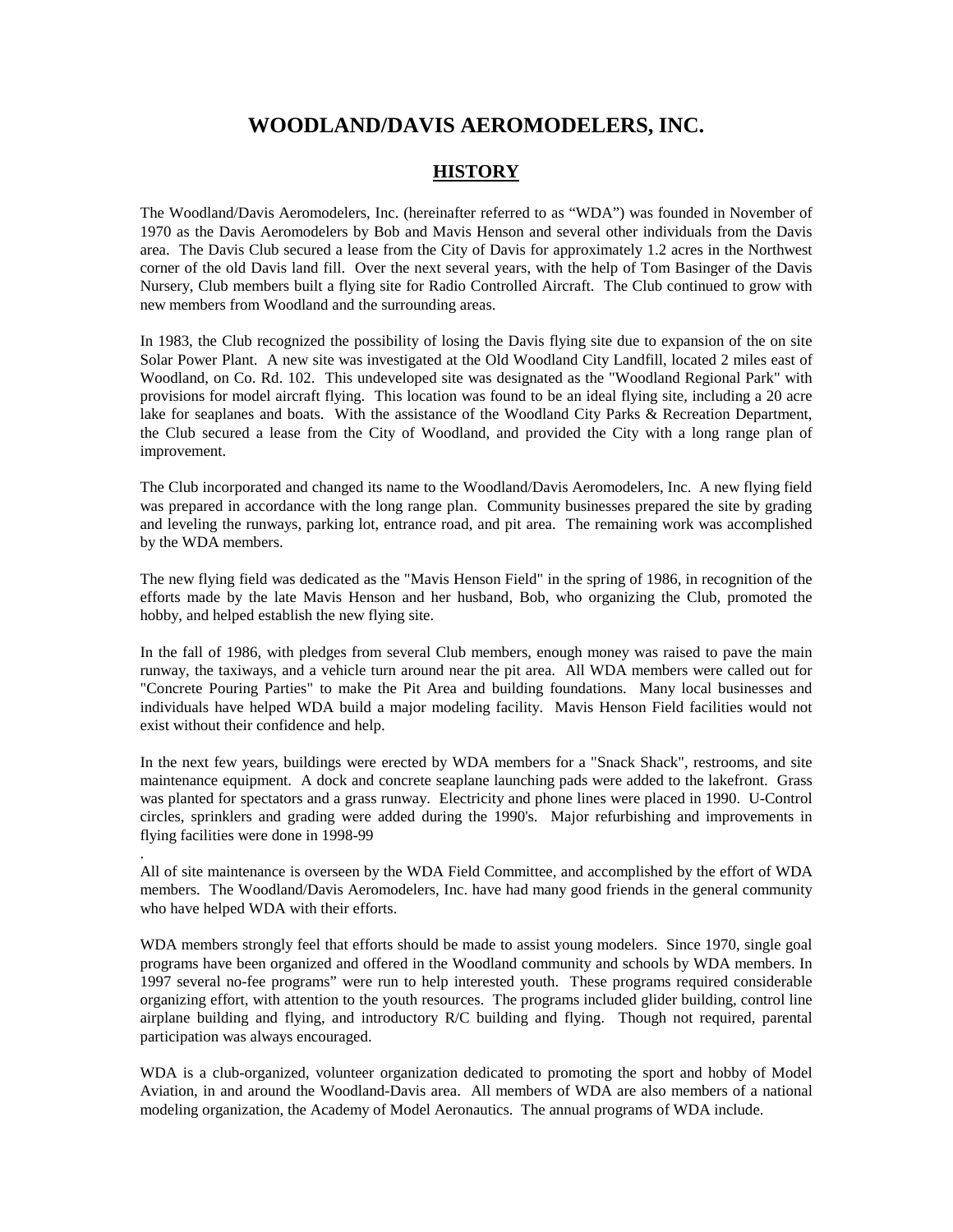# WOODLAND/DAVIS AEROMODELERS, INC.

## HISTORY

The Woodland/Davis Aeromodelers, Inc. (hereinafter referred to as "WDA") was founded in November of 1970 as the Davis Aeromodelers by Bob and Mavis Henson and several other individuals from the Davis area. The Davis Club secured a lease from the City of Davis for approximately 1.2 acres in the Northwest corner of the old Davis land fill. Over the next several years, with the help of Tom Basinger of the Davis Nursery, Club members built a flying site for Radio Controlled Aircraft. The Club continued to grow with new members from Woodland and the surrounding areas.

In 1983, the Club recognized the possibility of losing the Davis flying site due to expansion of the on site Solar Power Plant. A new site was investigated at the Old Woodland City Landfill, located 2 miles east of Woodland, on Co. Rd. 102. This undeveloped site was designated as the "Woodland Regional Park" with provisions for model aircraft flying. This location was found to be an ideal flying site, including a 20 acre lake for seaplanes and boats. With the assistance of the Woodland City Parks & Recreation Department, the Club secured a lease from the City of Woodland, and provided the City with a long range plan of improvement.

The Club incorporated and changed its name to the Woodland/Davis Aeromodelers, Inc. A new flying field was prepared in accordance with the long range plan. Community businesses prepared the site by grading and leveling the runways, parking lot, entrance road, and pit area. The remaining work was accomplished by the WDA members.

The new flying field was dedicated as the "Mavis Henson Field" in the spring of 1986, in recognition of the efforts made by the late Mavis Henson and her husband, Bob, who organizing the Club, promoted the hobby, and helped establish the new flying site.

In the fall of 1986, with pledges from several Club members, enough money was raised to pave the main runway, the taxiways, and a vehicle turn around near the pit area. All WDA members were called out for "Concrete Pouring Parties" to make the Pit Area and building foundations. Many local businesses and individuals have helped WDA build a major modeling facility. Mavis Henson Field facilities would not exist without their confidence and help.

In the next few years, buildings were erected by WDA members for a "Snack Shack", restrooms, and site maintenance equipment. A dock and concrete seaplane launching pads were added to the lakefront. Grass was planted for spectators and a grass runway. Electricity and phone lines were placed in 1990. U-Control circles, sprinklers and grading were added during the 1990's. Major refurbishing and improvements in flying facilities were done in 1998-99

.
All of site maintenance is overseen by the WDA Field Committee, and accomplished by the effort of WDA members. The Woodland/Davis Aeromodelers, Inc. have had many good friends in the general community who have helped WDA with their efforts.

WDA members strongly feel that efforts should be made to assist young modelers. Since 1970, single goal programs have been organized and offered in the Woodland community and schools by WDA members. In 1997 several no-fee programs" were run to help interested youth. These programs required considerable organizing effort, with attention to the youth resources. The programs included glider building, control line airplane building and flying, and introductory R/C building and flying. Though not required, parental participation was always encouraged.

WDA is a club-organized, volunteer organization dedicated to promoting the sport and hobby of Model Aviation, in and around the Woodland-Davis area. All members of WDA are also members of a national modeling organization, the Academy of Model Aeronautics. The annual programs of WDA include.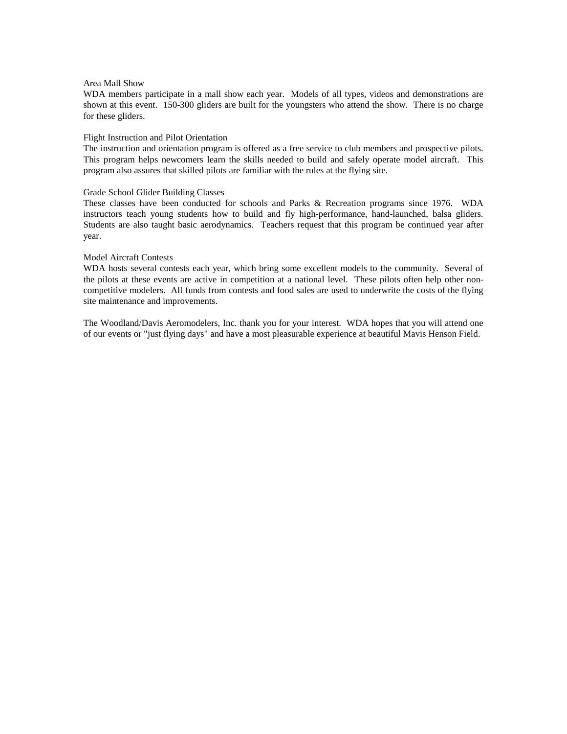### Area Mall Show

WDA members participate in a mall show each year. Models of all types, videos and demonstrations are shown at this event. 150-300 gliders are built for the youngsters who attend the show. There is no charge for these gliders.

### Flight Instruction and Pilot Orientation

The instruction and orientation program is offered as a free service to club members and prospective pilots. This program helps newcomers learn the skills needed to build and safely operate model aircraft. This program also assures that skilled pilots are familiar with the rules at the flying site.

### Grade School Glider Building Classes

These classes have been conducted for schools and Parks & Recreation programs since 1976. WDA instructors teach young students how to build and fly high-performance, hand-launched, balsa gliders. Students are also taught basic aerodynamics. Teachers request that this program be continued year after year.

### Model Aircraft Contests

WDA hosts several contests each year, which bring some excellent models to the community. Several of the pilots at these events are active in competition at a national level. These pilots often help other non-competitive modelers. All funds from contests and food sales are used to underwrite the costs of the flying site maintenance and improvements.

The Woodland/Davis Aeromodelers, Inc. thank you for your interest. WDA hopes that you will attend one of our events or "just flying days" and have a most pleasurable experience at beautiful Mavis Henson Field.